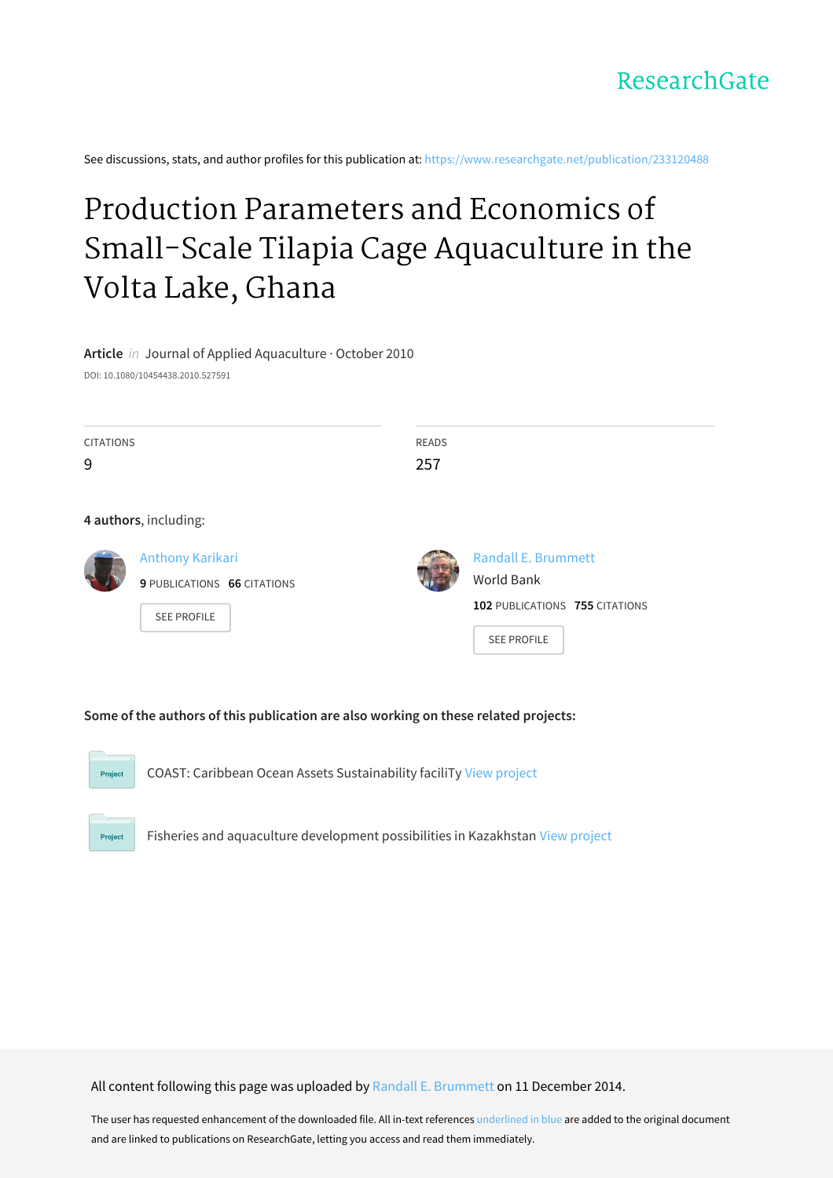ResearchGate

See discussions, stats, and author profiles for this publication at: https://www.researchgate.net/publication/233120488

# Production Parameters and Economics of Small-Scale Tilapia Cage Aquaculture in the Volta Lake, Ghana

**Article** *in* Journal of Applied Aquaculture · October 2010

DOI: 10.1080/10454438.2010.527591

| CITATIONS | READS |
|---|---|
| 9 | 257 |

**4 authors**, including:

Anthony Karikari
**9** PUBLICATIONS **66** CITATIONS
SEE PROFILE

Randall E. Brummett
World Bank
**102** PUBLICATIONS **755** CITATIONS
SEE PROFILE

**Some of the authors of this publication are also working on these related projects:**

Project: COAST: Caribbean Ocean Assets Sustainability faciliTy View project

Project: Fisheries and aquaculture development possibilities in Kazakhstan View project

All content following this page was uploaded by Randall E. Brummett on 11 December 2014.

The user has requested enhancement of the downloaded file. All in-text references underlined in blue are added to the original document and are linked to publications on ResearchGate, letting you access and read them immediately.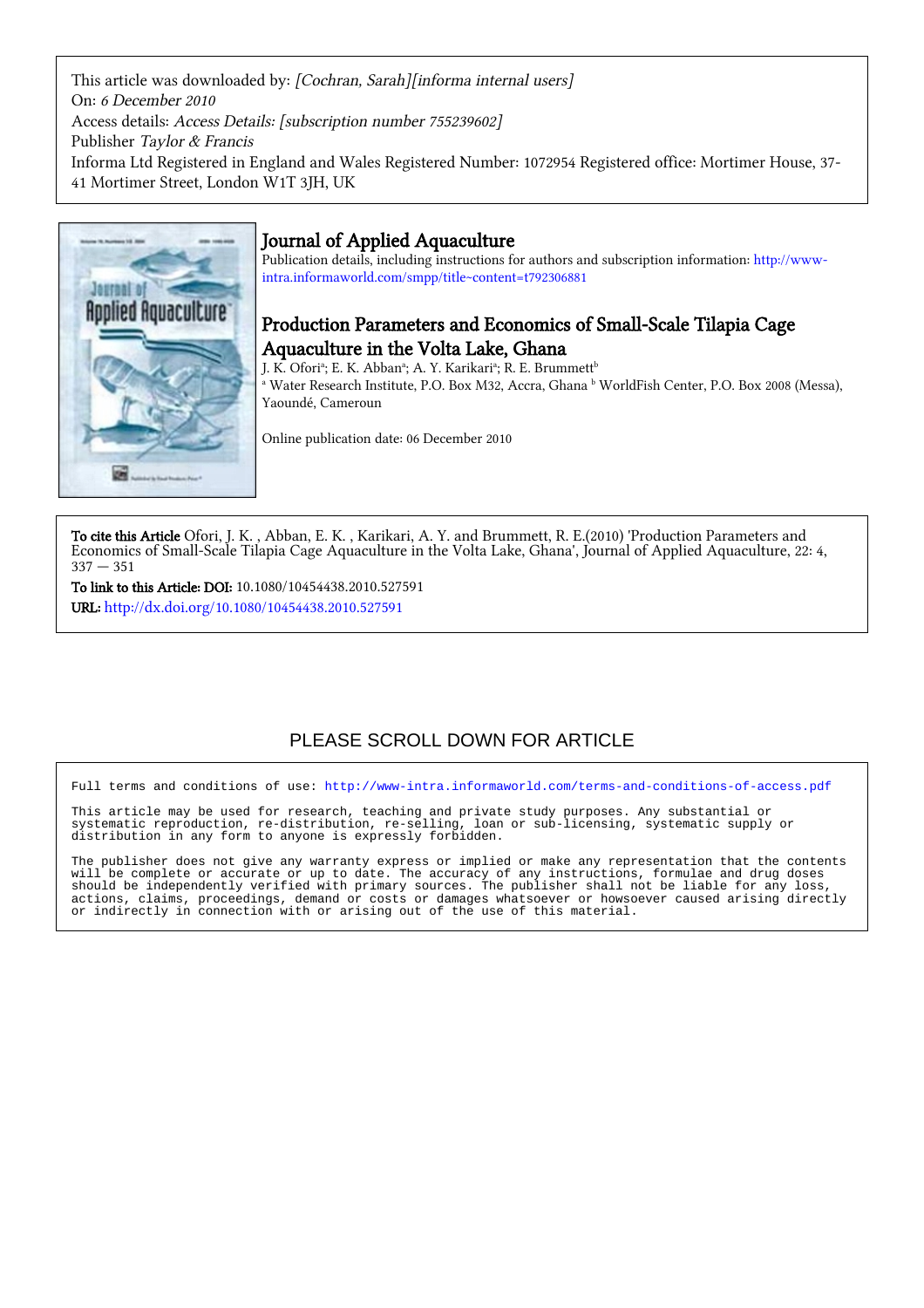This article was downloaded by: *[Cochran, Sarah][informa internal users]*
On: *6 December 2010*
Access details: *Access Details: [subscription number 755239602]*
Publisher *Taylor & Francis*
Informa Ltd Registered in England and Wales Registered Number: 1072954 Registered office: Mortimer House, 37-41 Mortimer Street, London W1T 3JH, UK

# Journal of Applied Aquaculture

Publication details, including instructions for authors and subscription information: http://www-intra.informaworld.com/smpp/title~content=t792306881

## Production Parameters and Economics of Small-Scale Tilapia Cage Aquaculture in the Volta Lake, Ghana

J. K. Ofori[a]; E. K. Abban[a]; A. Y. Karikari[a]; R. E. Brummett[b]
[a] Water Research Institute, P.O. Box M32, Accra, Ghana [b] WorldFish Center, P.O. Box 2008 (Messa), Yaoundé, Cameroun

Online publication date: 06 December 2010

**To cite this Article** Ofori, J. K. , Abban, E. K. , Karikari, A. Y. and Brummett, R. E.(2010) 'Production Parameters and Economics of Small-Scale Tilapia Cage Aquaculture in the Volta Lake, Ghana', Journal of Applied Aquaculture, 22: 4, 337 — 351

**To link to this Article: DOI:** 10.1080/10454438.2010.527591

**URL:** http://dx.doi.org/10.1080/10454438.2010.527591

PLEASE SCROLL DOWN FOR ARTICLE

Full terms and conditions of use: http://www-intra.informaworld.com/terms-and-conditions-of-access.pdf

This article may be used for research, teaching and private study purposes. Any substantial or systematic reproduction, re-distribution, re-selling, loan or sub-licensing, systematic supply or distribution in any form to anyone is expressly forbidden.

The publisher does not give any warranty express or implied or make any representation that the contents will be complete or accurate or up to date. The accuracy of any instructions, formulae and drug doses should be independently verified with primary sources. The publisher shall not be liable for any loss, actions, claims, proceedings, demand or costs or damages whatsoever or howsoever caused arising directly or indirectly in connection with or arising out of the use of this material.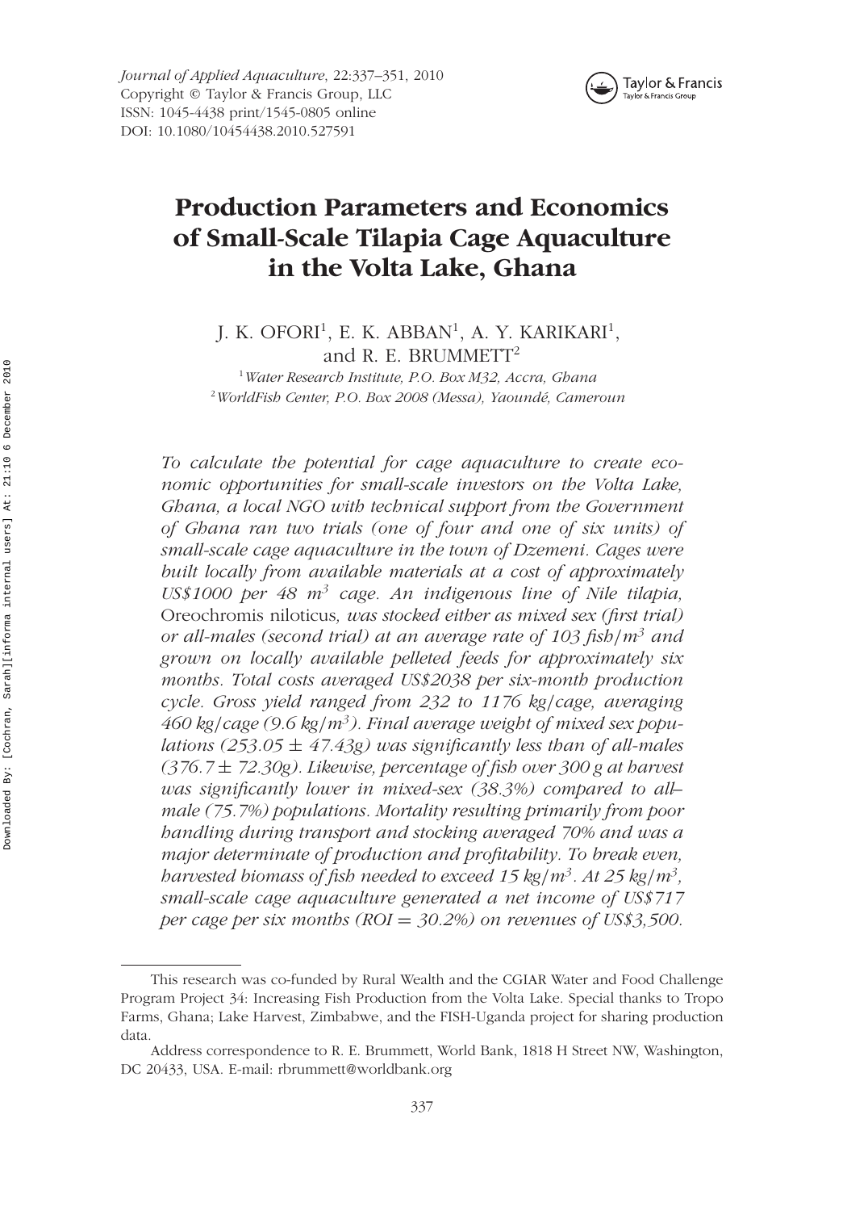# Production Parameters and Economics of Small-Scale Tilapia Cage Aquaculture in the Volta Lake, Ghana

J. K. OFORI[1], E. K. ABBAN[1], A. Y. KARIKARI[1], and R. E. BRUMMETT[2]

[1]*Water Research Institute, P.O. Box M32, Accra, Ghana*
[2]*WorldFish Center, P.O. Box 2008 (Messa), Yaoundé, Cameroun*

*To calculate the potential for cage aquaculture to create economic opportunities for small-scale investors on the Volta Lake, Ghana, a local NGO with technical support from the Government of Ghana ran two trials (one of four and one of six units) of small-scale cage aquaculture in the town of Dzemeni. Cages were built locally from available materials at a cost of approximately US\$1000 per 48 $m^3$ cage. An indigenous line of Nile tilapia,* Oreochromis niloticus*, was stocked either as mixed sex (first trial) or all-males (second trial) at an average rate of 103 fish/$m^3$ and grown on locally available pelleted feeds for approximately six months. Total costs averaged US\$2038 per six-month production cycle. Gross yield ranged from 232 to 1176 kg/cage, averaging 460 kg/cage (9.6 kg/$m^3$). Final average weight of mixed sex populations (253.05 ± 47.43g) was significantly less than of all-males (376.7 ± 72.30g). Likewise, percentage of fish over 300 g at harvest was significantly lower in mixed-sex (38.3%) compared to all–male (75.7%) populations. Mortality resulting primarily from poor handling during transport and stocking averaged 70% and was a major determinate of production and profitability. To break even, harvested biomass of fish needed to exceed 15 kg/$m^3$. At 25 kg/$m^3$, small-scale cage aquaculture generated a net income of US\$717 per cage per six months (ROI = 30.2%) on revenues of US\$3,500.*

---

This research was co-funded by Rural Wealth and the CGIAR Water and Food Challenge Program Project 34: Increasing Fish Production from the Volta Lake. Special thanks to Tropo Farms, Ghana; Lake Harvest, Zimbabwe, and the FISH-Uganda project for sharing production data.

Address correspondence to R. E. Brummett, World Bank, 1818 H Street NW, Washington, DC 20433, USA. E-mail: rbrummett@worldbank.org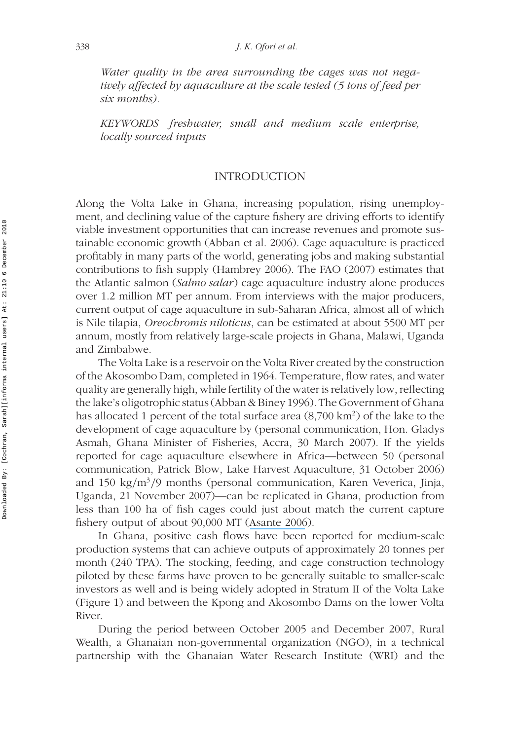*Water quality in the area surrounding the cages was not negatively affected by aquaculture at the scale tested (5 tons of feed per six months).*

*KEYWORDS freshwater, small and medium scale enterprise, locally sourced inputs*

## INTRODUCTION

Along the Volta Lake in Ghana, increasing population, rising unemployment, and declining value of the capture fishery are driving efforts to identify viable investment opportunities that can increase revenues and promote sustainable economic growth (Abban et al. 2006). Cage aquaculture is practiced profitably in many parts of the world, generating jobs and making substantial contributions to fish supply (Hambrey 2006). The FAO (2007) estimates that the Atlantic salmon (*Salmo salar*) cage aquaculture industry alone produces over 1.2 million MT per annum. From interviews with the major producers, current output of cage aquaculture in sub-Saharan Africa, almost all of which is Nile tilapia, *Oreochromis niloticus*, can be estimated at about 5500 MT per annum, mostly from relatively large-scale projects in Ghana, Malawi, Uganda and Zimbabwe.

The Volta Lake is a reservoir on the Volta River created by the construction of the Akosombo Dam, completed in 1964. Temperature, flow rates, and water quality are generally high, while fertility of the water is relatively low, reflecting the lake's oligotrophic status (Abban & Biney 1996). The Government of Ghana has allocated 1 percent of the total surface area (8,700 $km^2$) of the lake to the development of cage aquaculture by (personal communication, Hon. Gladys Asmah, Ghana Minister of Fisheries, Accra, 30 March 2007). If the yields reported for cage aquaculture elsewhere in Africa—between 50 (personal communication, Patrick Blow, Lake Harvest Aquaculture, 31 October 2006) and 150 $kg/m^3$/9 months (personal communication, Karen Veverica, Jinja, Uganda, 21 November 2007)—can be replicated in Ghana, production from less than 100 ha of fish cages could just about match the current capture fishery output of about 90,000 MT (Asante 2006).

In Ghana, positive cash flows have been reported for medium-scale production systems that can achieve outputs of approximately 20 tonnes per month (240 TPA). The stocking, feeding, and cage construction technology piloted by these farms have proven to be generally suitable to smaller-scale investors as well and is being widely adopted in Stratum II of the Volta Lake (Figure 1) and between the Kpong and Akosombo Dams on the lower Volta River.

During the period between October 2005 and December 2007, Rural Wealth, a Ghanaian non-governmental organization (NGO), in a technical partnership with the Ghanaian Water Research Institute (WRI) and the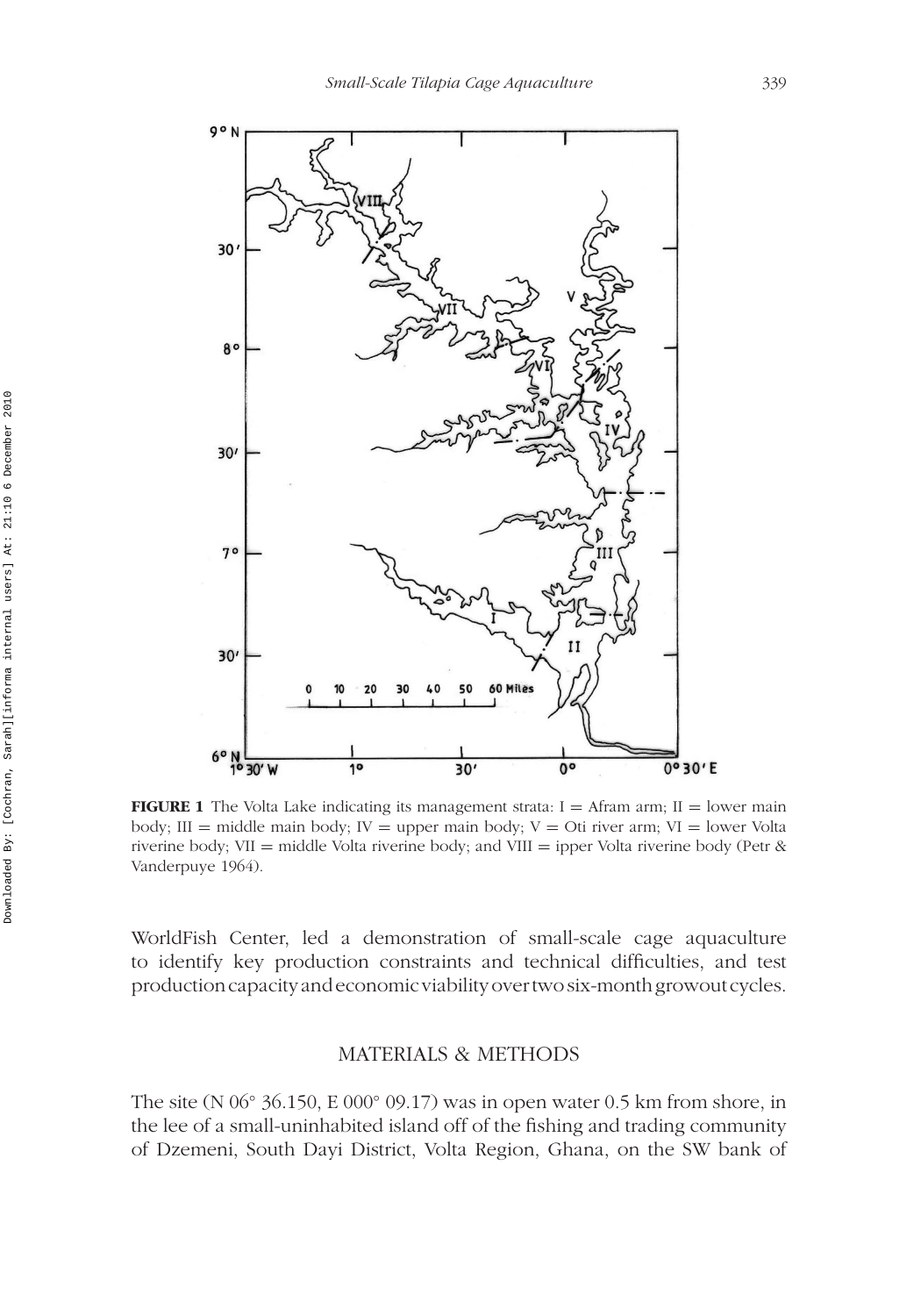**FIGURE 1** The Volta Lake indicating its management strata: I = Afram arm; II = lower main body; III = middle main body; IV = upper main body; V = Oti river arm; VI = lower Volta riverine body; VII = middle Volta riverine body; and VIII = ipper Volta riverine body (Petr & Vanderpuye 1964).

WorldFish Center, led a demonstration of small-scale cage aquaculture to identify key production constraints and technical difficulties, and test production capacity and economic viability over two six-month growout cycles.

## MATERIALS & METHODS

The site (N 06° 36.150, E 000° 09.17) was in open water 0.5 km from shore, in the lee of a small-uninhabited island off of the fishing and trading community of Dzemeni, South Dayi District, Volta Region, Ghana, on the SW bank of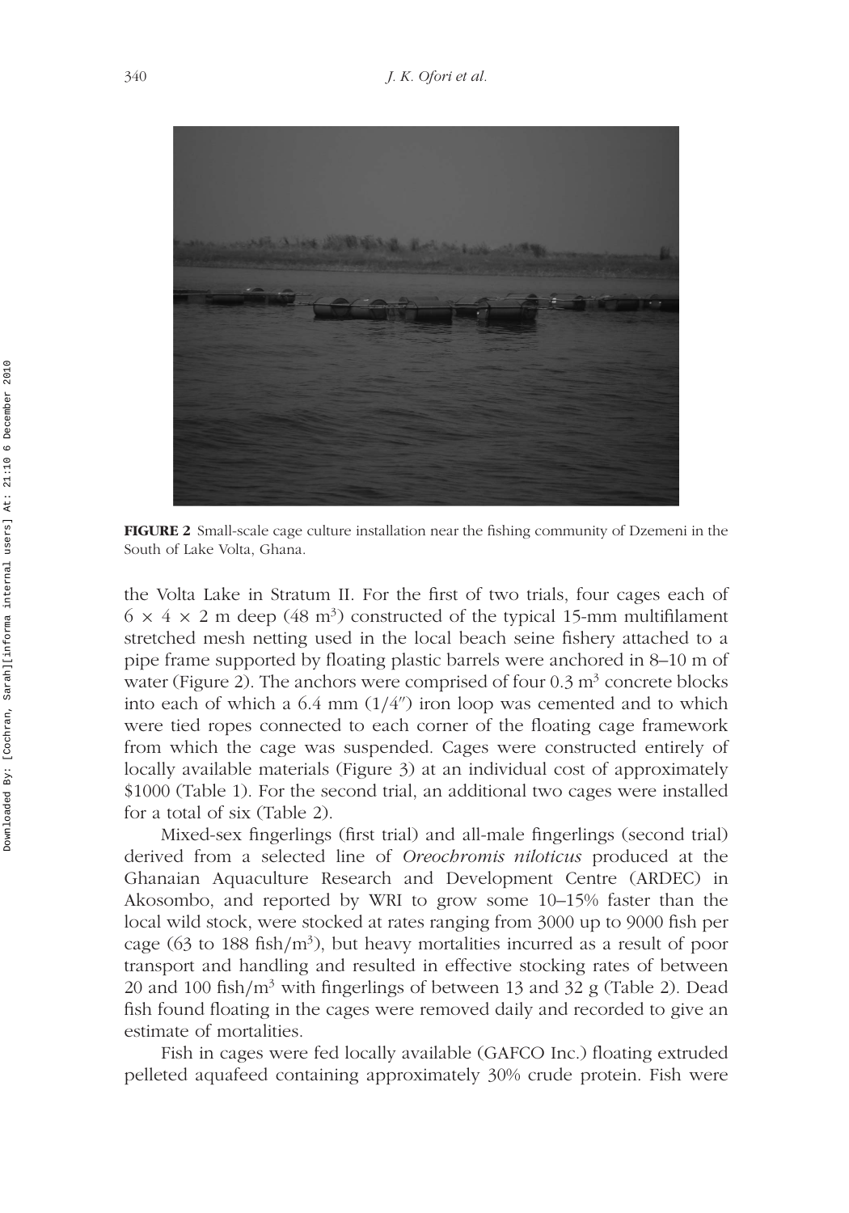**FIGURE 2** Small-scale cage culture installation near the fishing community of Dzemeni in the South of Lake Volta, Ghana.

the Volta Lake in Stratum II. For the first of two trials, four cages each of $6 \times 4 \times 2$ m deep (48 $m^3$) constructed of the typical 15-mm multifilament stretched mesh netting used in the local beach seine fishery attached to a pipe frame supported by floating plastic barrels were anchored in 8–10 m of water (Figure 2). The anchors were comprised of four 0.3 $m^3$ concrete blocks into each of which a 6.4 mm (1/4″) iron loop was cemented and to which were tied ropes connected to each corner of the floating cage framework from which the cage was suspended. Cages were constructed entirely of locally available materials (Figure 3) at an individual cost of approximately \$1000 (Table 1). For the second trial, an additional two cages were installed for a total of six (Table 2).

Mixed-sex fingerlings (first trial) and all-male fingerlings (second trial) derived from a selected line of *Oreochromis niloticus* produced at the Ghanaian Aquaculture Research and Development Centre (ARDEC) in Akosombo, and reported by WRI to grow some 10–15% faster than the local wild stock, were stocked at rates ranging from 3000 up to 9000 fish per cage (63 to 188 fish/$m^3$), but heavy mortalities incurred as a result of poor transport and handling and resulted in effective stocking rates of between 20 and 100 fish/$m^3$ with fingerlings of between 13 and 32 g (Table 2). Dead fish found floating in the cages were removed daily and recorded to give an estimate of mortalities.

Fish in cages were fed locally available (GAFCO Inc.) floating extruded pelleted aquafeed containing approximately 30% crude protein. Fish were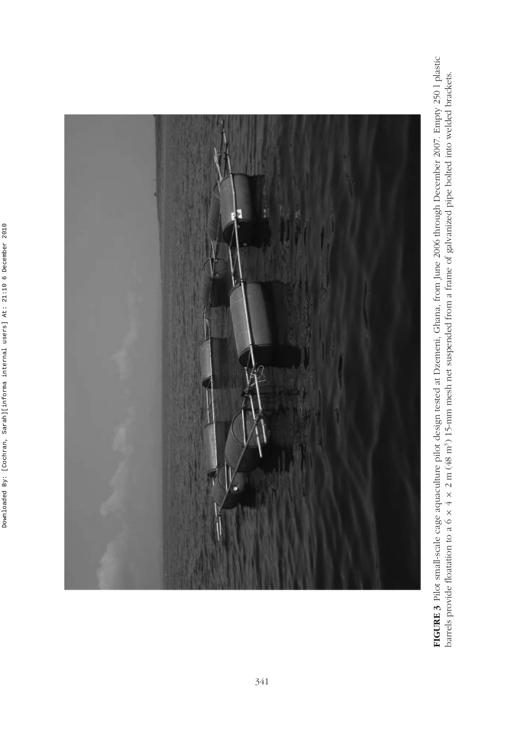**FIGURE 3** Pilot small-scale cage aquaculture pilot design tested at Dzemeni, Ghana, from June 2006 through December 2007. Empty 250 l plastic barrels provide floatation to a 6 × 4 × 2 m (48 $m^3$) 15-mm mesh net suspended from a frame of galvanized pipe bolted into welded brackets.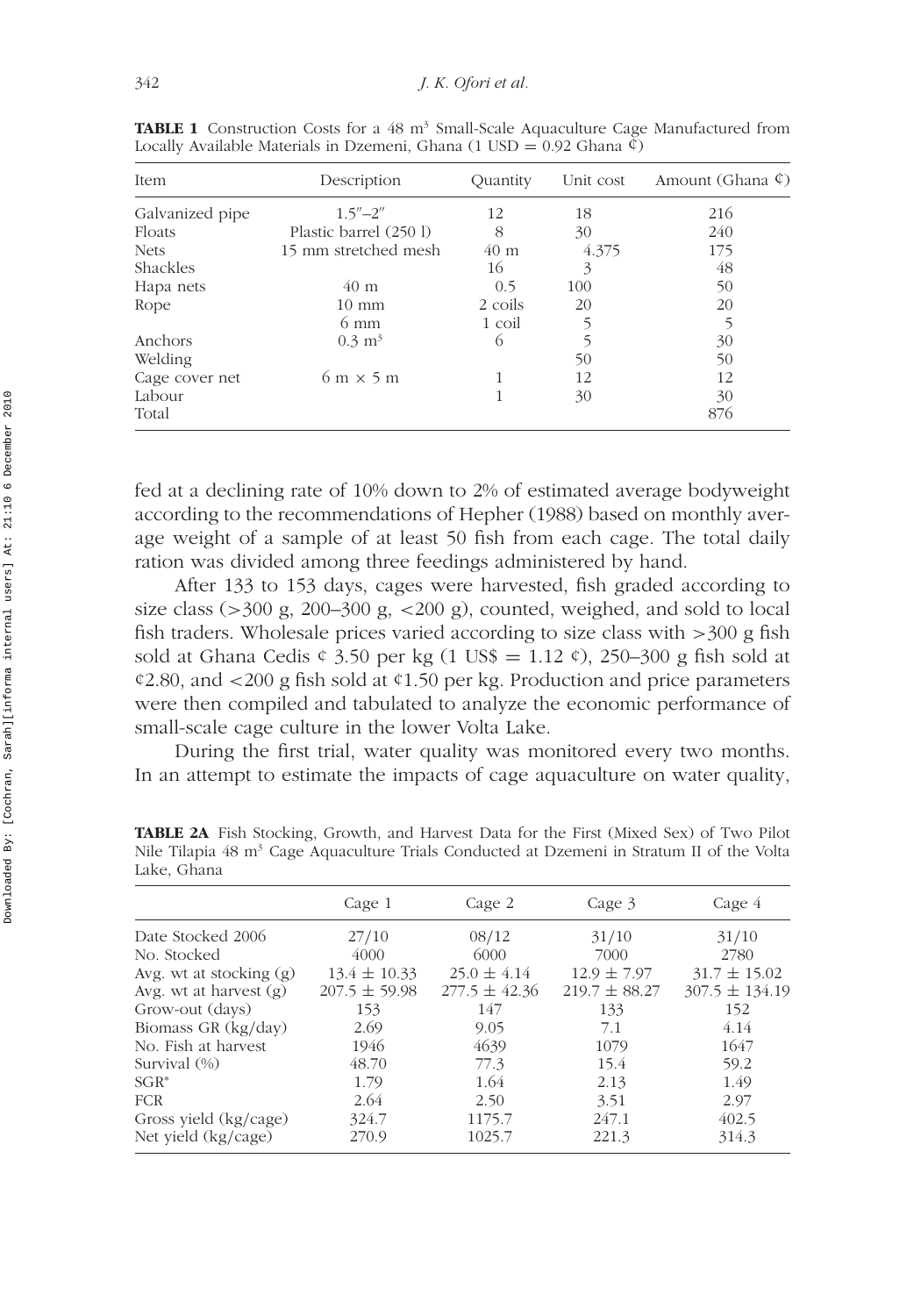**TABLE 1** Construction Costs for a 48 m$^3$ Small-Scale Aquaculture Cage Manufactured from Locally Available Materials in Dzemeni, Ghana (1 USD = 0.92 Ghana ¢)

| Item | Description | Quantity | Unit cost | Amount (Ghana ¢) |
|---|---|---|---|---|
| Galvanized pipe | 1.5″–2″ | 12 | 18 | 216 |
| Floats | Plastic barrel (250 l) | 8 | 30 | 240 |
| Nets | 15 mm stretched mesh | 40 m | 4.375 | 175 |
| Shackles | | 16 | 3 | 48 |
| Hapa nets | 40 m | 0.5 | 100 | 50 |
| Rope | 10 mm | 2 coils | 20 | 20 |
| | 6 mm | 1 coil | 5 | 5 |
| Anchors | 0.3 m$^3$ | 6 | 5 | 30 |
| Welding | | | 50 | 50 |
| Cage cover net | 6 m × 5 m | 1 | 12 | 12 |
| Labour | | 1 | 30 | 30 |
| Total | | | | 876 |

fed at a declining rate of 10% down to 2% of estimated average bodyweight according to the recommendations of Hepher (1988) based on monthly average weight of a sample of at least 50 fish from each cage. The total daily ration was divided among three feedings administered by hand.

After 133 to 153 days, cages were harvested, fish graded according to size class (>300 g, 200–300 g, <200 g), counted, weighed, and sold to local fish traders. Wholesale prices varied according to size class with >300 g fish sold at Ghana Cedis ¢ 3.50 per kg (1 US$ = 1.12 ¢), 250–300 g fish sold at ¢2.80, and <200 g fish sold at ¢1.50 per kg. Production and price parameters were then compiled and tabulated to analyze the economic performance of small-scale cage culture in the lower Volta Lake.

During the first trial, water quality was monitored every two months. In an attempt to estimate the impacts of cage aquaculture on water quality,

**TABLE 2A** Fish Stocking, Growth, and Harvest Data for the First (Mixed Sex) of Two Pilot Nile Tilapia 48 m$^3$ Cage Aquaculture Trials Conducted at Dzemeni in Stratum II of the Volta Lake, Ghana

| | Cage 1 | Cage 2 | Cage 3 | Cage 4 |
|---|---|---|---|---|
| Date Stocked 2006 | 27/10 | 08/12 | 31/10 | 31/10 |
| No. Stocked | 4000 | 6000 | 7000 | 2780 |
| Avg. wt at stocking (g) | 13.4 ± 10.33 | 25.0 ± 4.14 | 12.9 ± 7.97 | 31.7 ± 15.02 |
| Avg. wt at harvest (g) | 207.5 ± 59.98 | 277.5 ± 42.36 | 219.7 ± 88.27 | 307.5 ± 134.19 |
| Grow-out (days) | 153 | 147 | 133 | 152 |
| Biomass GR (kg/day) | 2.69 | 9.05 | 7.1 | 4.14 |
| No. Fish at harvest | 1946 | 4639 | 1079 | 1647 |
| Survival (%) | 48.70 | 77.3 | 15.4 | 59.2 |
| SGR* | 1.79 | 1.64 | 2.13 | 1.49 |
| FCR | 2.64 | 2.50 | 3.51 | 2.97 |
| Gross yield (kg/cage) | 324.7 | 1175.7 | 247.1 | 402.5 |
| Net yield (kg/cage) | 270.9 | 1025.7 | 221.3 | 314.3 |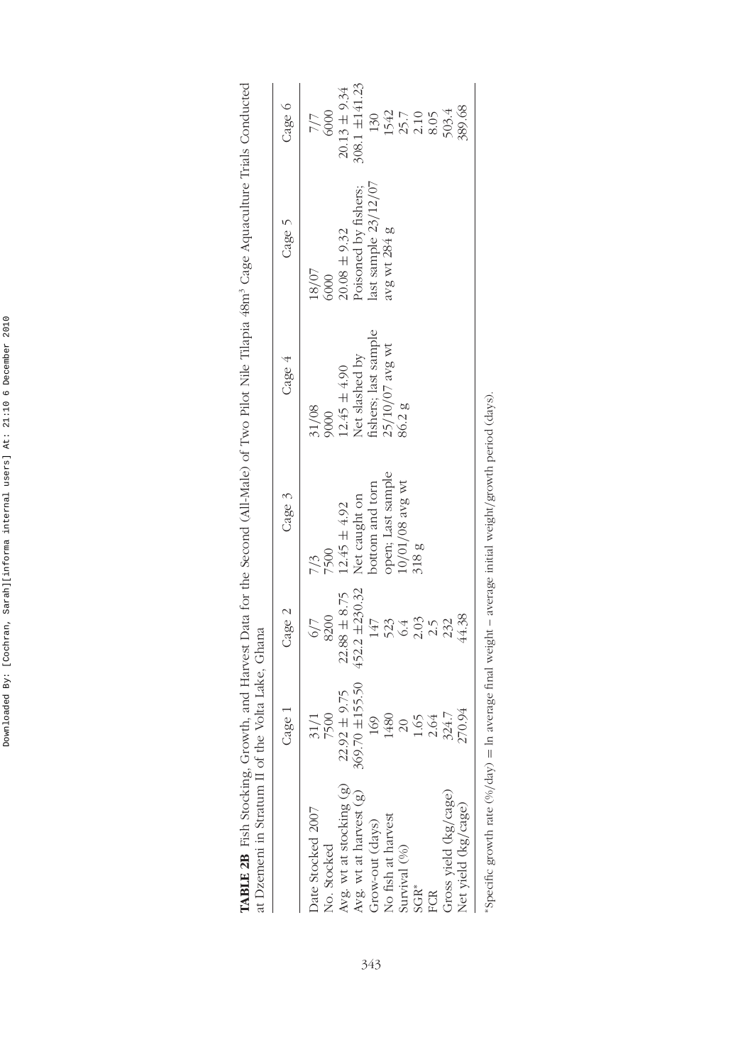**TABLE 2B** Fish Stocking, Growth, and Harvest Data for the Second (All-Male) of Two Pilot Nile Tilapia 48m[3] Cage Aquaculture Trials Conducted at Dzemeni in Stratum II of the Volta Lake, Ghana

| | Cage 1 | Cage 2 | Cage 3 | Cage 4 | Cage 5 | Cage 6 |
|---|---|---|---|---|---|---|
| Date Stocked 2007 | 31/1 | 6/7 | 7/3 | 31/08 | 18/07 | 7/7 |
| No. Stocked | 7500 | 8200 | 7500 | 9000 | 6000 | 6000 |
| Avg. wt at stocking (g) | 22.92 ± 9.75 | 22.88 ± 8.75 | 12.45 ± 4.92 | 12.45 ± 4.90 | 20.08 ± 9.32 | 20.13 ± 9.34 |
| Avg. wt at harvest (g) | 369.70 ±155.50 | 452.2 ±230.32 | Net caught on bottom and torn open; Last sample 10/01/08 avg wt 318 g | Net slashed by fishers; last sample 25/10/07 avg wt 86.2 g | Poisoned by fishers; last sample 23/12/07 avg wt 284 g | 308.1 ±141.23 |
| Grow-out (days) | 169 | 147 | | | | 130 |
| No fish at harvest | 1480 | 523 | | | | 1542 |
| Survival (%) | 20 | 6.4 | | | | 25.7 |
| SGR* | 1.65 | 2.03 | | | | 2.10 |
| FCR | 2.64 | 2.5 | | | | 8.05 |
| Gross yield (kg/cage) | 324.7 | 232 | | | | 503.4 |
| Net yield (kg/cage) | 270.94 | 44.38 | | | | 389.68 |

*Specific growth rate (%/day) = ln average final weight – average initial weight/growth period (days).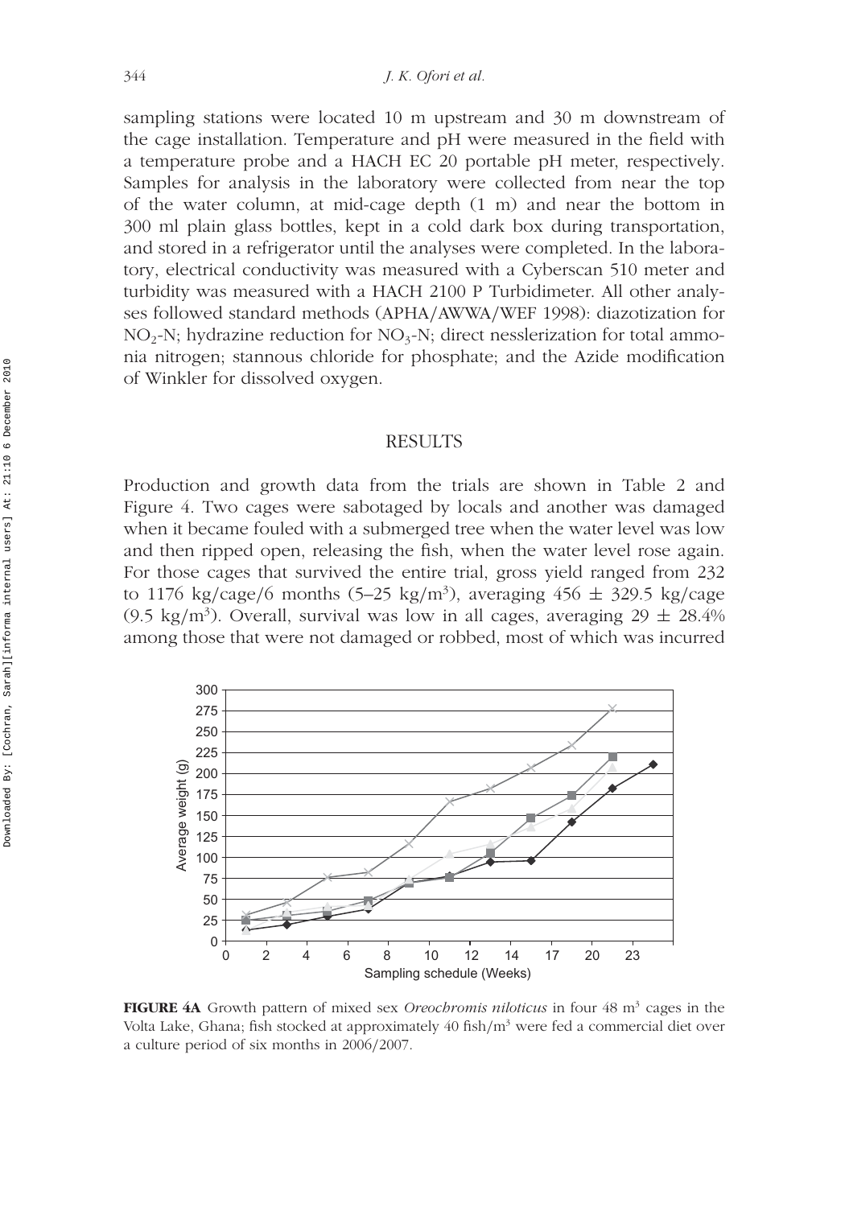sampling stations were located 10 m upstream and 30 m downstream of the cage installation. Temperature and pH were measured in the field with a temperature probe and a HACH EC 20 portable pH meter, respectively. Samples for analysis in the laboratory were collected from near the top of the water column, at mid-cage depth (1 m) and near the bottom in 300 ml plain glass bottles, kept in a cold dark box during transportation, and stored in a refrigerator until the analyses were completed. In the laboratory, electrical conductivity was measured with a Cyberscan 510 meter and turbidity was measured with a HACH 2100 P Turbidimeter. All other analyses followed standard methods (APHA/AWWA/WEF 1998): diazotization for $NO_2$-N; hydrazine reduction for $NO_3$-N; direct nesslerization for total ammonia nitrogen; stannous chloride for phosphate; and the Azide modification of Winkler for dissolved oxygen.

## RESULTS

Production and growth data from the trials are shown in Table 2 and Figure 4. Two cages were sabotaged by locals and another was damaged when it became fouled with a submerged tree when the water level was low and then ripped open, releasing the fish, when the water level rose again. For those cages that survived the entire trial, gross yield ranged from 232 to 1176 kg/cage/6 months (5–25 kg/m$^3$), averaging 456 ± 329.5 kg/cage (9.5 kg/m$^3$). Overall, survival was low in all cages, averaging 29 ± 28.4% among those that were not damaged or robbed, most of which was incurred

**FIGURE 4A** Growth pattern of mixed sex *Oreochromis niloticus* in four 48 m$^3$ cages in the Volta Lake, Ghana; fish stocked at approximately 40 fish/m$^3$ were fed a commercial diet over a culture period of six months in 2006/2007.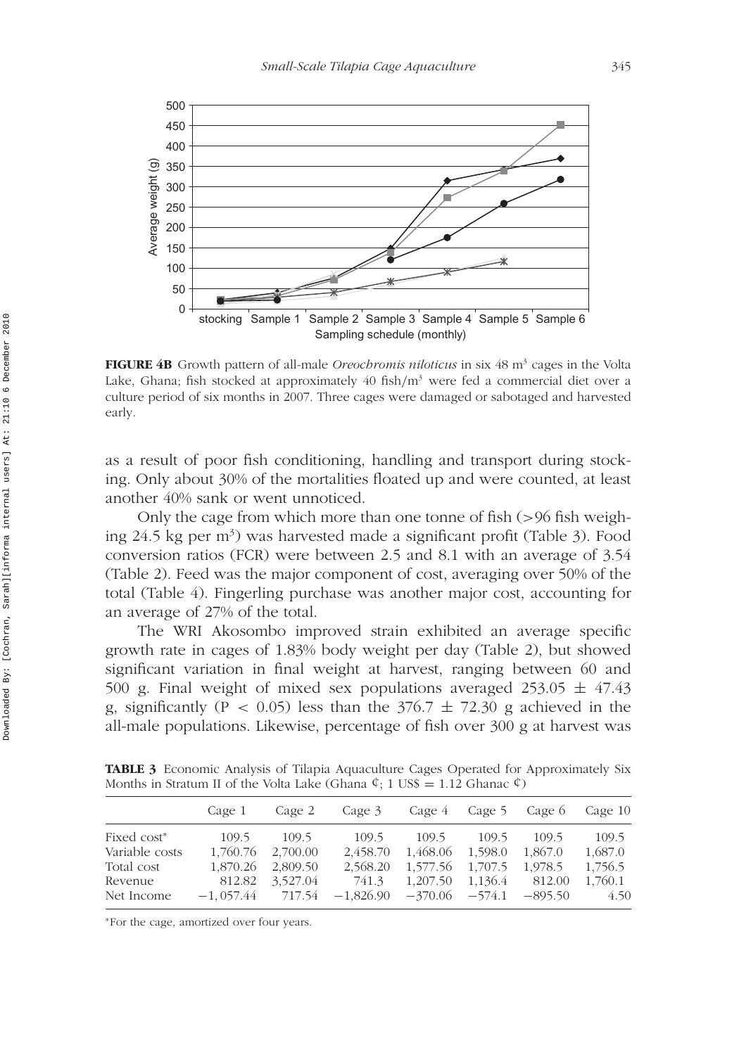**FIGURE 4B** Growth pattern of all-male *Oreochromis niloticus* in six 48 m$^3$ cages in the Volta Lake, Ghana; fish stocked at approximately 40 fish/m$^3$ were fed a commercial diet over a culture period of six months in 2007. Three cages were damaged or sabotaged and harvested early.

as a result of poor fish conditioning, handling and transport during stocking. Only about 30% of the mortalities floated up and were counted, at least another 40% sank or went unnoticed.

Only the cage from which more than one tonne of fish (>96 fish weighing 24.5 kg per m$^3$) was harvested made a significant profit (Table 3). Food conversion ratios (FCR) were between 2.5 and 8.1 with an average of 3.54 (Table 2). Feed was the major component of cost, averaging over 50% of the total (Table 4). Fingerling purchase was another major cost, accounting for an average of 27% of the total.

The WRI Akosombo improved strain exhibited an average specific growth rate in cages of 1.83% body weight per day (Table 2), but showed significant variation in final weight at harvest, ranging between 60 and 500 g. Final weight of mixed sex populations averaged 253.05 ± 47.43 g, significantly ($P < 0.05$) less than the 376.7 ± 72.30 g achieved in the all-male populations. Likewise, percentage of fish over 300 g at harvest was

**TABLE 3** Economic Analysis of Tilapia Aquaculture Cages Operated for Approximately Six Months in Stratum II of the Volta Lake (Ghana ¢; 1 US$ = 1.12 Ghanac ¢)

| | Cage 1 | Cage 2 | Cage 3 | Cage 4 | Cage 5 | Cage 6 | Cage 10 |
|---|---|---|---|---|---|---|---|
| Fixed cost* | 109.5 | 109.5 | 109.5 | 109.5 | 109.5 | 109.5 | 109.5 |
| Variable costs | 1,760.76 | 2,700.00 | 2,458.70 | 1,468.06 | 1,598.0 | 1,867.0 | 1,687.0 |
| Total cost | 1,870.26 | 2,809.50 | 2,568.20 | 1,577.56 | 1,707.5 | 1,978.5 | 1,756.5 |
| Revenue | 812.82 | 3,527.04 | 741.3 | 1,207.50 | 1,136.4 | 812.00 | 1,760.1 |
| Net Income | −1, 057.44 | 717.54 | −1,826.90 | −370.06 | −574.1 | −895.50 | 4.50 |

*For the cage, amortized over four years.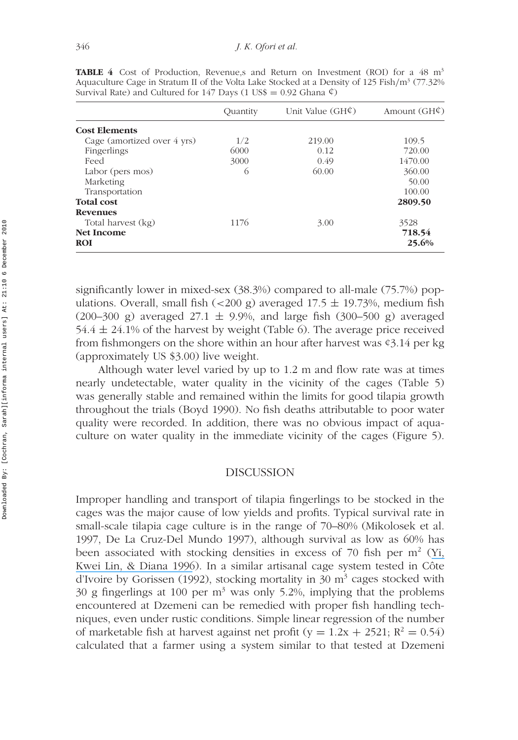**TABLE 4** Cost of Production, Revenue,s and Return on Investment (ROI) for a 48 $m^3$ Aquaculture Cage in Stratum II of the Volta Lake Stocked at a Density of 125 Fish/$m^3$ (77.32% Survival Rate) and Cultured for 147 Days (1 US$ = 0.92 Ghana ¢)

| | Quantity | Unit Value (GH¢) | Amount (GH¢) |
|---|---|---|---|
| **Cost Elements** | | | |
| Cage (amortized over 4 yrs) | 1/2 | 219.00 | 109.5 |
| Fingerlings | 6000 | 0.12 | 720.00 |
| Feed | 3000 | 0.49 | 1470.00 |
| Labor (pers mos) | 6 | 60.00 | 360.00 |
| Marketing | | | 50.00 |
| Transportation | | | 100.00 |
| **Total cost** | | | **2809.50** |
| **Revenues** | | | |
| Total harvest (kg) | 1176 | 3.00 | 3528 |
| **Net Income** | | | **718.54** |
| **ROI** | | | **25.6%** |

significantly lower in mixed-sex (38.3%) compared to all-male (75.7%) populations. Overall, small fish (<200 g) averaged 17.5 ± 19.73%, medium fish (200–300 g) averaged 27.1 ± 9.9%, and large fish (300–500 g) averaged 54.4 ± 24.1% of the harvest by weight (Table 6). The average price received from fishmongers on the shore within an hour after harvest was ¢3.14 per kg (approximately US $3.00) live weight.

Although water level varied by up to 1.2 m and flow rate was at times nearly undetectable, water quality in the vicinity of the cages (Table 5) was generally stable and remained within the limits for good tilapia growth throughout the trials (Boyd 1990). No fish deaths attributable to poor water quality were recorded. In addition, there was no obvious impact of aquaculture on water quality in the immediate vicinity of the cages (Figure 5).

## DISCUSSION

Improper handling and transport of tilapia fingerlings to be stocked in the cages was the major cause of low yields and profits. Typical survival rate in small-scale tilapia cage culture is in the range of 70–80% (Mikolosek et al. 1997, De La Cruz-Del Mundo 1997), although survival as low as 60% has been associated with stocking densities in excess of 70 fish per $m^2$ (Yi, Kwei Lin, & Diana 1996). In a similar artisanal cage system tested in Côte d'Ivoire by Gorissen (1992), stocking mortality in 30 $m^3$ cages stocked with 30 g fingerlings at 100 per $m^3$ was only 5.2%, implying that the problems encountered at Dzemeni can be remedied with proper fish handling techniques, even under rustic conditions. Simple linear regression of the number of marketable fish at harvest against net profit ($y = 1.2x + 2521$; $R^2 = 0.54$) calculated that a farmer using a system similar to that tested at Dzemeni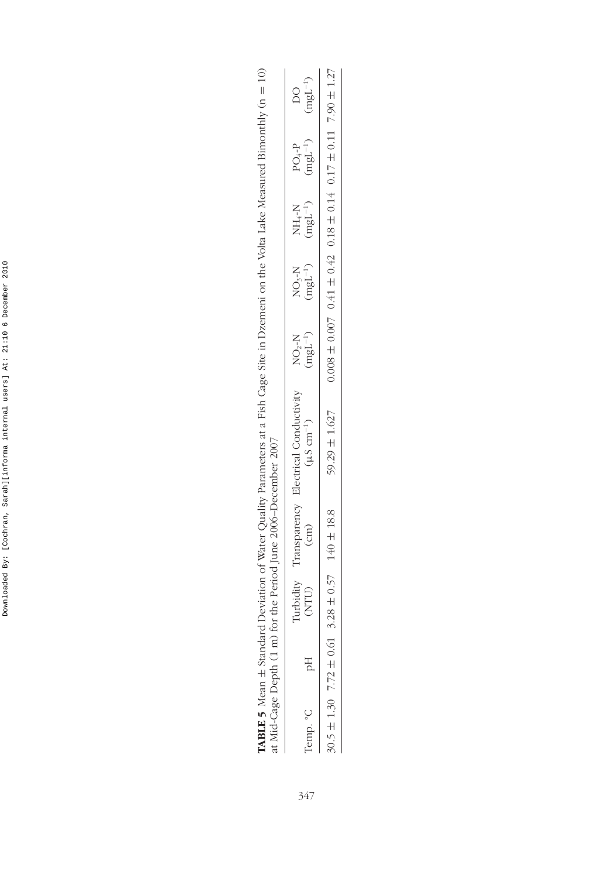**TABLE 5** Mean ± Standard Deviation of Water Quality Parameters at a Fish Cage Site in Dzemeni on the Volta Lake Measured Bimonthly (n = 10) at Mid-Cage Depth (1 m) for the Period June 2006–December 2007

| Temp. °C | pH | Turbidity (NTU) | Transparency (cm) | Electrical Conductivity ($\mu S\ cm^{-1}$) | $NO_2$-N ($mgL^{-1}$) | $NO_3$-N ($mgL^{-1}$) | $NH_4$-N ($mgL^{-1}$) | $PO_4$-P ($mgL^{-1}$) | DO ($mgL^{-1}$) |
|---|---|---|---|---|---|---|---|---|---|
| 30.5 ± 1.30 | 7.72 ± 0.61 | 3.28 ± 0.57 | 140 ± 18.8 | 59.29 ± 1.627 | 0.008 ± 0.007 | 0.41 ± 0.42 | 0.18 ± 0.14 | 0.17 ± 0.11 | 7.90 ± 1.27 |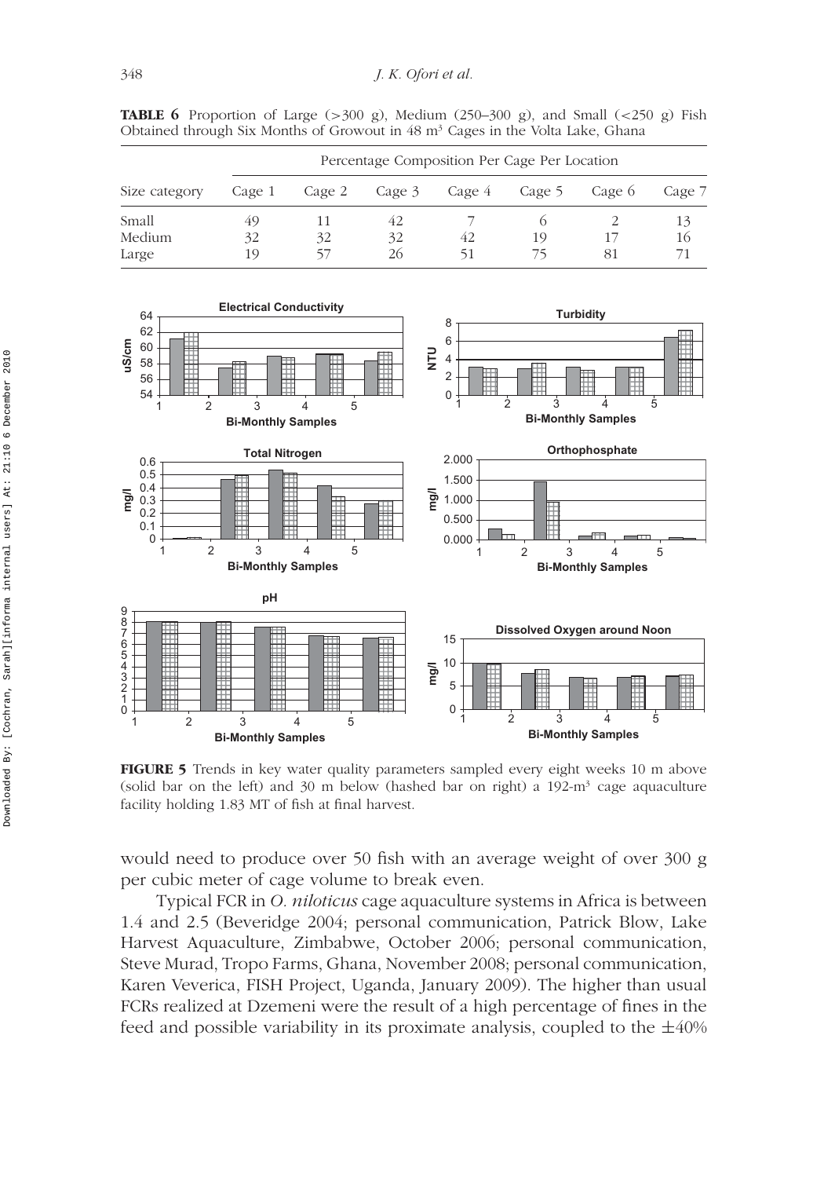**TABLE 6** Proportion of Large (>300 g), Medium (250–300 g), and Small (<250 g) Fish Obtained through Six Months of Growout in 48 m³ Cages in the Volta Lake, Ghana

| Size category | Percentage Composition Per Cage Per Location | | | | | | |
|---|---|---|---|---|---|---|---|
| | Cage 1 | Cage 2 | Cage 3 | Cage 4 | Cage 5 | Cage 6 | Cage 7 |
| Small | 49 | 11 | 42 | 7 | 6 | 2 | 13 |
| Medium | 32 | 32 | 32 | 42 | 19 | 17 | 16 |
| Large | 19 | 57 | 26 | 51 | 75 | 81 | 71 |

**FIGURE 5** Trends in key water quality parameters sampled every eight weeks 10 m above (solid bar on the left) and 30 m below (hashed bar on right) a 192-m³ cage aquaculture facility holding 1.83 MT of fish at final harvest.

would need to produce over 50 fish with an average weight of over 300 g per cubic meter of cage volume to break even.

Typical FCR in *O. niloticus* cage aquaculture systems in Africa is between 1.4 and 2.5 (Beveridge 2004; personal communication, Patrick Blow, Lake Harvest Aquaculture, Zimbabwe, October 2006; personal communication, Steve Murad, Tropo Farms, Ghana, November 2008; personal communication, Karen Veverica, FISH Project, Uganda, January 2009). The higher than usual FCRs realized at Dzemeni were the result of a high percentage of fines in the feed and possible variability in its proximate analysis, coupled to the ±40%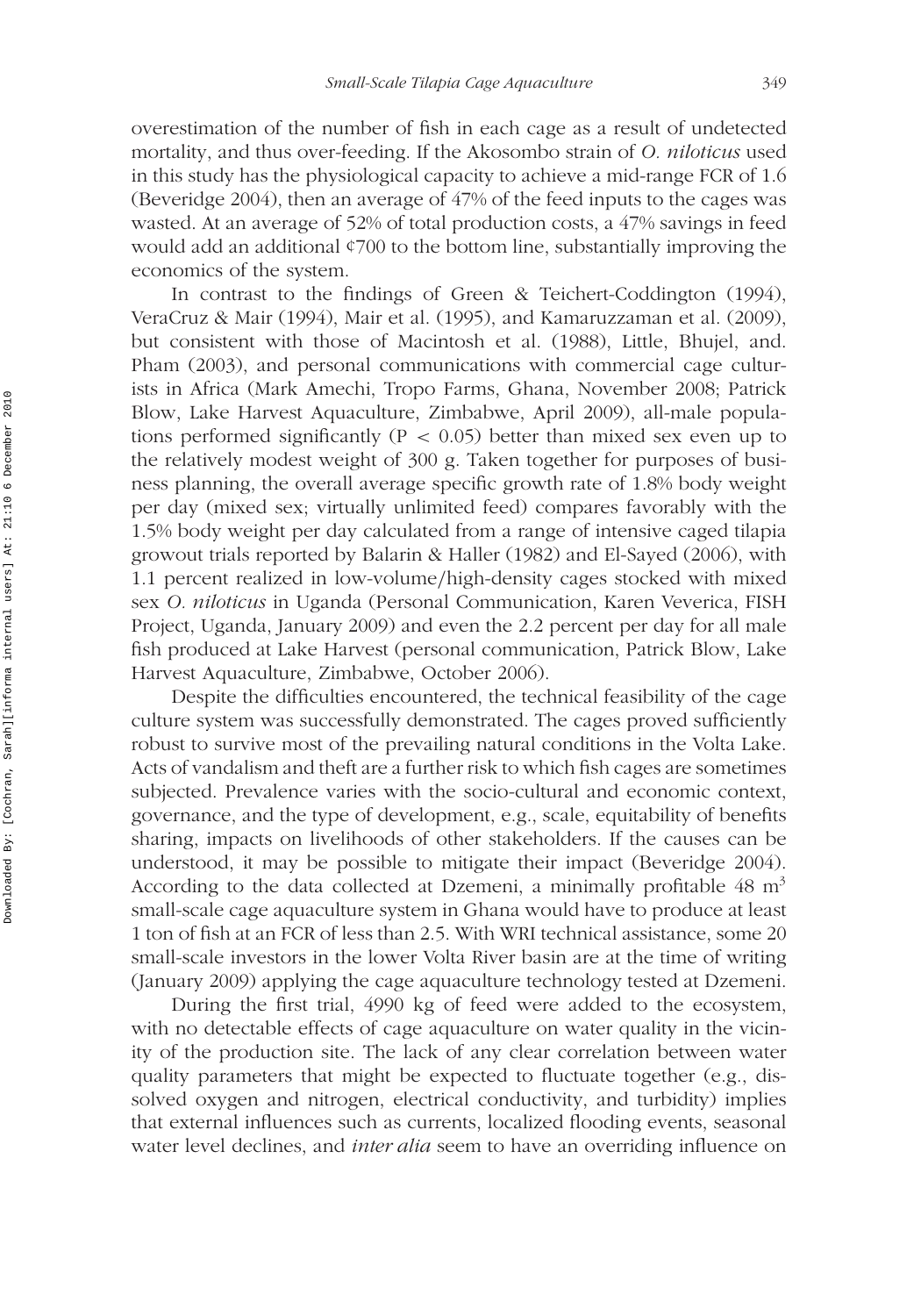overestimation of the number of fish in each cage as a result of undetected mortality, and thus over-feeding. If the Akosombo strain of *O. niloticus* used in this study has the physiological capacity to achieve a mid-range FCR of 1.6 (Beveridge 2004), then an average of 47% of the feed inputs to the cages was wasted. At an average of 52% of total production costs, a 47% savings in feed would add an additional ¢700 to the bottom line, substantially improving the economics of the system.

In contrast to the findings of Green & Teichert-Coddington (1994), VeraCruz & Mair (1994), Mair et al. (1995), and Kamaruzzaman et al. (2009), but consistent with those of Macintosh et al. (1988), Little, Bhujel, and. Pham (2003), and personal communications with commercial cage culturists in Africa (Mark Amechi, Tropo Farms, Ghana, November 2008; Patrick Blow, Lake Harvest Aquaculture, Zimbabwe, April 2009), all-male populations performed significantly ($P < 0.05$) better than mixed sex even up to the relatively modest weight of 300 g. Taken together for purposes of business planning, the overall average specific growth rate of 1.8% body weight per day (mixed sex; virtually unlimited feed) compares favorably with the 1.5% body weight per day calculated from a range of intensive caged tilapia growout trials reported by Balarin & Haller (1982) and El-Sayed (2006), with 1.1 percent realized in low-volume/high-density cages stocked with mixed sex *O. niloticus* in Uganda (Personal Communication, Karen Veverica, FISH Project, Uganda, January 2009) and even the 2.2 percent per day for all male fish produced at Lake Harvest (personal communication, Patrick Blow, Lake Harvest Aquaculture, Zimbabwe, October 2006).

Despite the difficulties encountered, the technical feasibility of the cage culture system was successfully demonstrated. The cages proved sufficiently robust to survive most of the prevailing natural conditions in the Volta Lake. Acts of vandalism and theft are a further risk to which fish cages are sometimes subjected. Prevalence varies with the socio-cultural and economic context, governance, and the type of development, e.g., scale, equitability of benefits sharing, impacts on livelihoods of other stakeholders. If the causes can be understood, it may be possible to mitigate their impact (Beveridge 2004). According to the data collected at Dzemeni, a minimally profitable 48 $m^3$ small-scale cage aquaculture system in Ghana would have to produce at least 1 ton of fish at an FCR of less than 2.5. With WRI technical assistance, some 20 small-scale investors in the lower Volta River basin are at the time of writing (January 2009) applying the cage aquaculture technology tested at Dzemeni.

During the first trial, 4990 kg of feed were added to the ecosystem, with no detectable effects of cage aquaculture on water quality in the vicinity of the production site. The lack of any clear correlation between water quality parameters that might be expected to fluctuate together (e.g., dissolved oxygen and nitrogen, electrical conductivity, and turbidity) implies that external influences such as currents, localized flooding events, seasonal water level declines, and *inter alia* seem to have an overriding influence on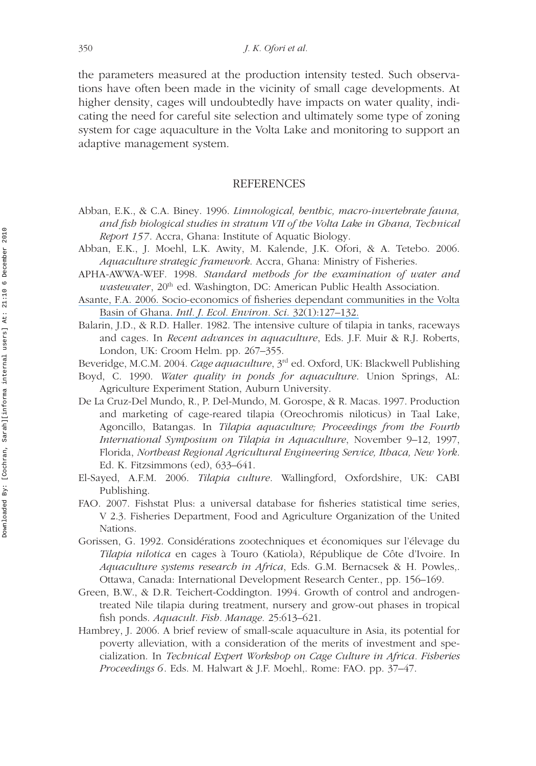the parameters measured at the production intensity tested. Such observations have often been made in the vicinity of small cage developments. At higher density, cages will undoubtedly have impacts on water quality, indicating the need for careful site selection and ultimately some type of zoning system for cage aquaculture in the Volta Lake and monitoring to support an adaptive management system.

## REFERENCES

Abban, E.K., & C.A. Biney. 1996. *Limnological, benthic, macro-invertebrate fauna, and fish biological studies in stratum VII of the Volta Lake in Ghana, Technical Report 157*. Accra, Ghana: Institute of Aquatic Biology.

Abban, E.K., J. Moehl, L.K. Awity, M. Kalende, J.K. Ofori, & A. Tetebo. 2006. *Aquaculture strategic framework*. Accra, Ghana: Ministry of Fisheries.

APHA-AWWA-WEF. 1998. *Standard methods for the examination of water and wastewater*, 20th ed. Washington, DC: American Public Health Association.

Asante, F.A. 2006. Socio-economics of fisheries dependant communities in the Volta Basin of Ghana. *Intl. J. Ecol. Environ. Sci.* 32(1):127–132.

Balarin, J.D., & R.D. Haller. 1982. The intensive culture of tilapia in tanks, raceways and cages. In *Recent advances in aquaculture*, Eds. J.F. Muir & R.J. Roberts, London, UK: Croom Helm. pp. 267–355.

Beveridge, M.C.M. 2004. *Cage aquaculture*, 3rd ed. Oxford, UK: Blackwell Publishing

Boyd, C. 1990. *Water quality in ponds for aquaculture*. Union Springs, AL: Agriculture Experiment Station, Auburn University.

De La Cruz-Del Mundo, R., P. Del-Mundo, M. Gorospe, & R. Macas. 1997. Production and marketing of cage-reared tilapia (Oreochromis niloticus) in Taal Lake, Agoncillo, Batangas. In *Tilapia aquaculture; Proceedings from the Fourth International Symposium on Tilapia in Aquaculture*, November 9–12, 1997, Florida, *Northeast Regional Agricultural Engineering Service, Ithaca, New York*. Ed. K. Fitzsimmons (ed), 633–641.

El-Sayed, A.F.M. 2006. *Tilapia culture*. Wallingford, Oxfordshire, UK: CABI Publishing.

FAO. 2007. Fishstat Plus: a universal database for fisheries statistical time series, V 2.3. Fisheries Department, Food and Agriculture Organization of the United Nations.

Gorissen, G. 1992. Considérations zootechniques et économiques sur l'élevage du *Tilapia nilotica* en cages à Touro (Katiola), République de Côte d'Ivoire. In *Aquaculture systems research in Africa*, Eds. G.M. Bernacsek & H. Powles,. Ottawa, Canada: International Development Research Center., pp. 156–169.

Green, B.W., & D.R. Teichert-Coddington. 1994. Growth of control and androgen-treated Nile tilapia during treatment, nursery and grow-out phases in tropical fish ponds. *Aquacult. Fish. Manage.* 25:613–621.

Hambrey, J. 2006. A brief review of small-scale aquaculture in Asia, its potential for poverty alleviation, with a consideration of the merits of investment and specialization. In *Technical Expert Workshop on Cage Culture in Africa. Fisheries Proceedings 6*. Eds. M. Halwart & J.F. Moehl,. Rome: FAO. pp. 37–47.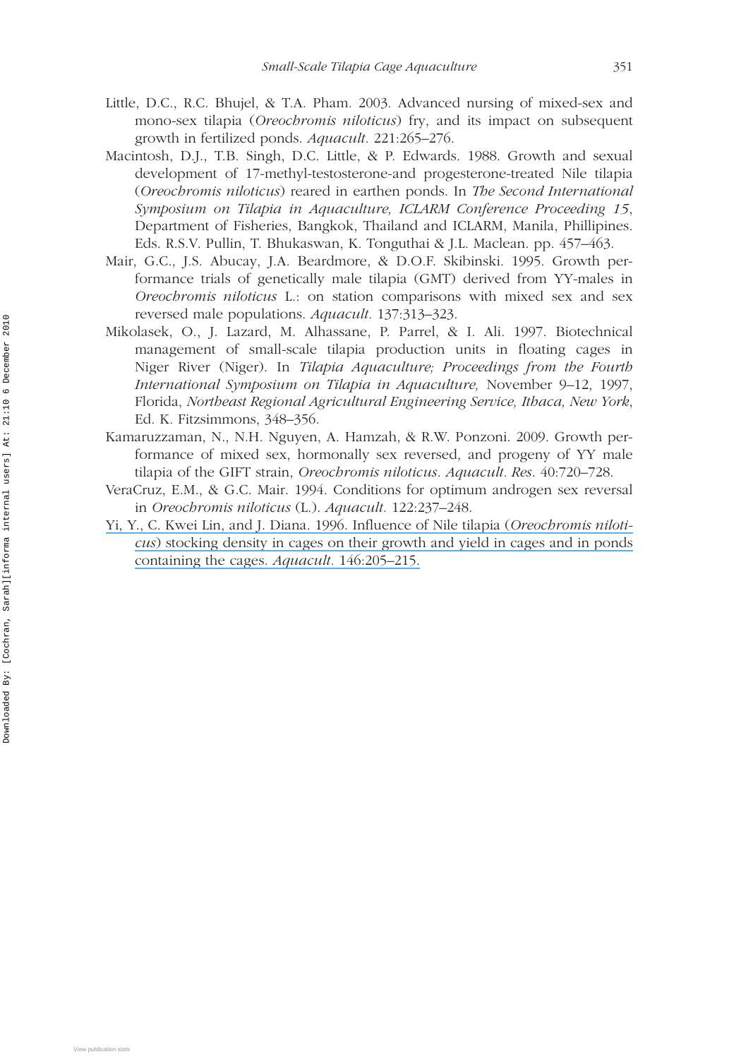Little, D.C., R.C. Bhujel, & T.A. Pham. 2003. Advanced nursing of mixed-sex and mono-sex tilapia (*Oreochromis niloticus*) fry, and its impact on subsequent growth in fertilized ponds. *Aquacult.* 221:265–276.

Macintosh, D.J., T.B. Singh, D.C. Little, & P. Edwards. 1988. Growth and sexual development of 17-methyl-testosterone-and progesterone-treated Nile tilapia (*Oreochromis niloticus*) reared in earthen ponds. In *The Second International Symposium on Tilapia in Aquaculture, ICLARM Conference Proceeding 15*, Department of Fisheries, Bangkok, Thailand and ICLARM, Manila, Phillipines. Eds. R.S.V. Pullin, T. Bhukaswan, K. Tonguthai & J.L. Maclean. pp. 457–463.

Mair, G.C., J.S. Abucay, J.A. Beardmore, & D.O.F. Skibinski. 1995. Growth performance trials of genetically male tilapia (GMT) derived from YY-males in *Oreochromis niloticus* L.: on station comparisons with mixed sex and sex reversed male populations. *Aquacult.* 137:313–323.

Mikolasek, O., J. Lazard, M. Alhassane, P. Parrel, & I. Ali. 1997. Biotechnical management of small-scale tilapia production units in floating cages in Niger River (Niger). In *Tilapia Aquaculture; Proceedings from the Fourth International Symposium on Tilapia in Aquaculture,* November 9–12, 1997, Florida, *Northeast Regional Agricultural Engineering Service, Ithaca, New York*, Ed. K. Fitzsimmons, 348–356.

Kamaruzzaman, N., N.H. Nguyen, A. Hamzah, & R.W. Ponzoni. 2009. Growth performance of mixed sex, hormonally sex reversed, and progeny of YY male tilapia of the GIFT strain, *Oreochromis niloticus*. *Aquacult. Res.* 40:720–728.

VeraCruz, E.M., & G.C. Mair. 1994. Conditions for optimum androgen sex reversal in *Oreochromis niloticus* (L.). *Aquacult.* 122:237–248.

Yi, Y., C. Kwei Lin, and J. Diana. 1996. Influence of Nile tilapia (*Oreochromis niloticus*) stocking density in cages on their growth and yield in cages and in ponds containing the cages. *Aquacult.* 146:205–215.